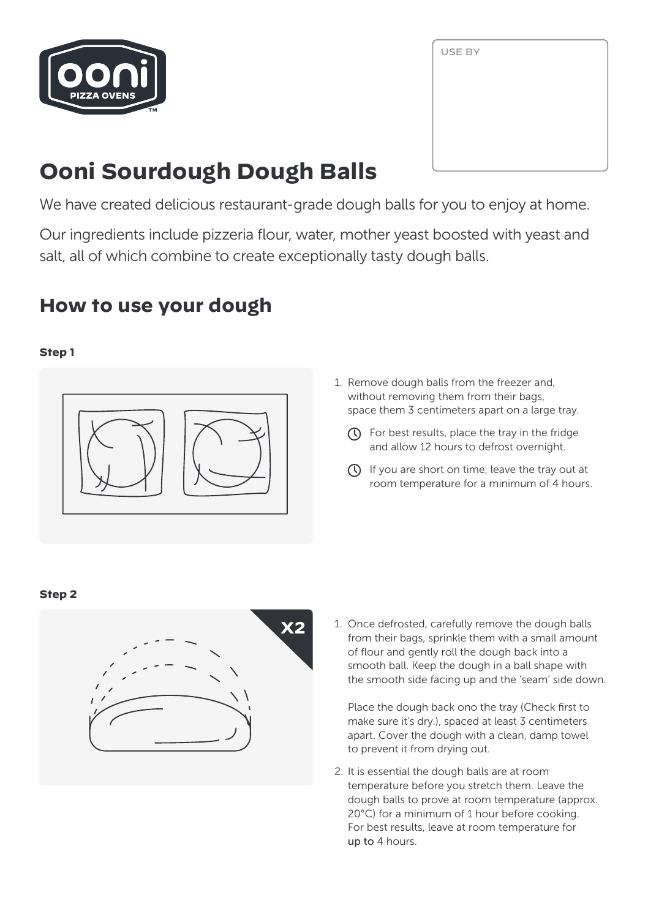USE BY

# Ooni Sourdough Dough Balls

We have created delicious restaurant-grade dough balls for you to enjoy at home.

Our ingredients include pizzeria flour, water, mother yeast boosted with yeast and salt, all of which combine to create exceptionally tasty dough balls.

## How to use your dough

**Step 1**

1. Remove dough balls from the freezer and, without removing them from their bags, space them 3 centimeters apart on a large tray.

   For best results, place the tray in the fridge and allow 12 hours to defrost overnight.

   If you are short on time, leave the tray out at room temperature for a minimum of 4 hours.

**Step 2**

X2

1. Once defrosted, carefully remove the dough balls from their bags, sprinkle them with a small amount of flour and gently roll the dough back into a smooth ball. Keep the dough in a ball shape with the smooth side facing up and the 'seam' side down.

   Place the dough back ono the tray (Check first to make sure it's dry.), spaced at least 3 centimeters apart. Cover the dough with a clean, damp towel to prevent it from drying out.

2. It is essential the dough balls are at room temperature before you stretch them. Leave the dough balls to prove at room temperature (approx. 20°C) for a minimum of 1 hour before cooking. For best results, leave at room temperature for up to 4 hours.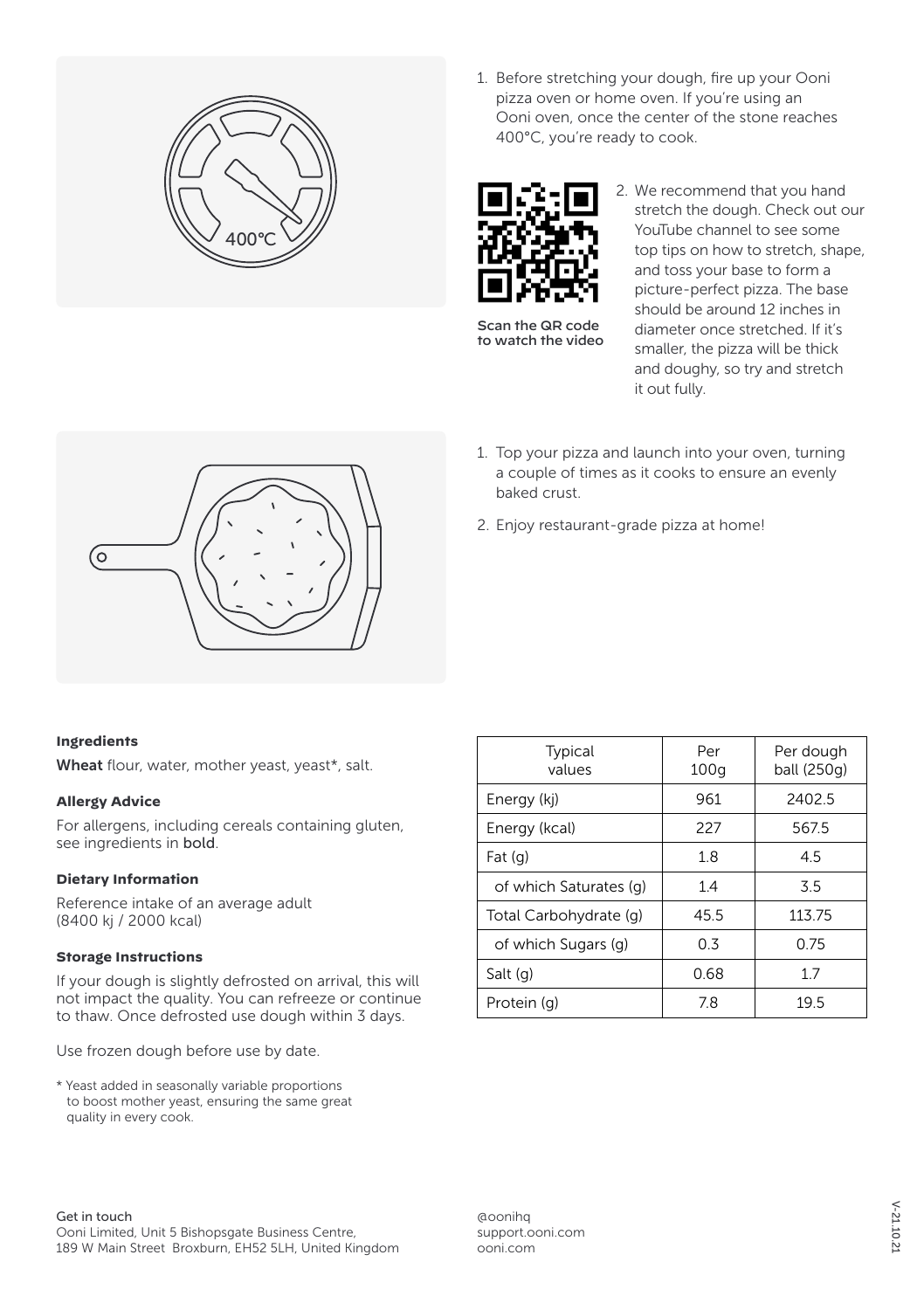400°C

1. Before stretching your dough, fire up your Ooni pizza oven or home oven. If you're using an Ooni oven, once the center of the stone reaches 400°C, you're ready to cook.

Scan the QR code to watch the video

2. We recommend that you hand stretch the dough. Check out our YouTube channel to see some top tips on how to stretch, shape, and toss your base to form a picture-perfect pizza. The base should be around 12 inches in diameter once stretched. If it's smaller, the pizza will be thick and doughy, so try and stretch it out fully.

1. Top your pizza and launch into your oven, turning a couple of times as it cooks to ensure an evenly baked crust.
2. Enjoy restaurant-grade pizza at home!

#### Ingredients

**Wheat** flour, water, mother yeast, yeast*, salt.

#### Allergy Advice

For allergens, including cereals containing gluten, see ingredients in **bold**.

#### Dietary Information

Reference intake of an average adult (8400 kj / 2000 kcal)

#### Storage Instructions

If your dough is slightly defrosted on arrival, this will not impact the quality. You can refreeze or continue to thaw. Once defrosted use dough within 3 days.

Use frozen dough before use by date.

\* Yeast added in seasonally variable proportions to boost mother yeast, ensuring the same great quality in every cook.

| Typical values | Per 100g | Per dough ball (250g) |
|---|---|---|
| Energy (kj) | 961 | 2402.5 |
| Energy (kcal) | 227 | 567.5 |
| Fat (g) | 1.8 | 4.5 |
| of which Saturates (g) | 1.4 | 3.5 |
| Total Carbohydrate (g) | 45.5 | 113.75 |
| of which Sugars (g) | 0.3 | 0.75 |
| Salt (g) | 0.68 | 1.7 |
| Protein (g) | 7.8 | 19.5 |

Get in touch
Ooni Limited, Unit 5 Bishopsgate Business Centre,
189 W Main Street Broxburn, EH52 5LH, United Kingdom

@oonihq
support.ooni.com
ooni.com

V-21.10.21